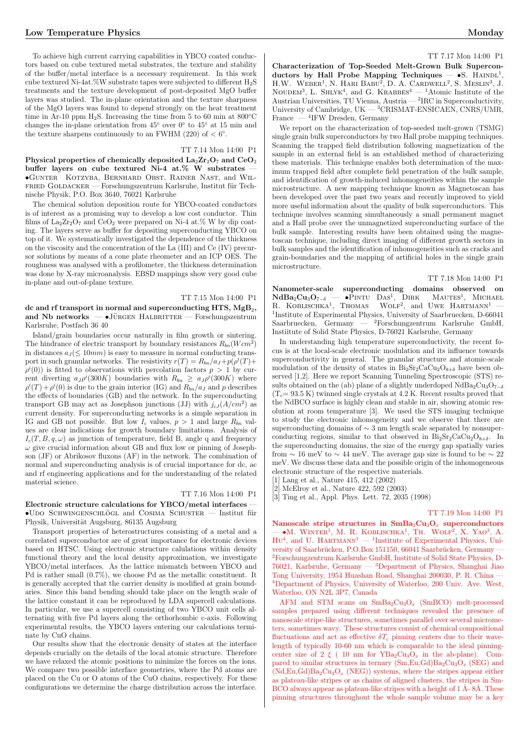To achieve high current carrying capabilities in YBCO coated conductors based on cube textured metal substrates, the texture and stability of the buffer/metal interface is a necessary requirement. In this work cube textured Ni-4at.%W substrate tapes were subjected to different $H_2S$ treatments and the texture development of post-deposited MgO buffer layers was studied. The in-plane orientation and the texture sharpness of the MgO layers was found to depend strongly on the heat treatment time in Ar-10 ppm $H_2S$. Increasing the time from 5 to 60 min at 800°C changes the in-plane orientation from 45° over 0° to 45° at 15 min and the texture sharpens continuously to an FWHM (220) of < 6°.

TT 7.14 Mon 14:00 P1

**Physical properties of chemically deposited $La_2Zr_2O_7$ and $CeO_2$ buffer layers on cube textured Ni-4 at.% W substrates** — •Gunter Kotzyba, Bernhard Obst, Rainer Nast, and Wilfried Goldacker — Forschungszentrum Karlsruhe, Institut für Technische Physik, P.O. Box 3640, 76021 Karlsruhe

The chemical solution deposition route for YBCO-coated conductors is of interest as a promising way to develop a low cost conductor. Thin films of $La_2Zr_2O_7$ and $CeO_2$ were prepared on Ni-4 at.% W by dip coating. The layers serve as buffer for depositing superconducting YBCO on top of it. We systematically investigated the dependence of the thickness on the viscosity and the concentration of the La (III) and Ce (IV) precursor solutions by means of a cone plate rheometer and an ICP OES. The roughness was analysed with a profilometer, the thickness determination was done by X-ray microanalysis. EBSD mappings show very good cube in-plane and out-of-plane texture.

TT 7.15 Mon 14:00 P1

**dc and rf transport in normal and superconducting HTS, $MgB_2$, and Nb networks** — •Jürgen Halbritter — Forschungszentrum Karlsruhe, Postfach 36 40

Island/grain boundaries occur naturally in film growth or sintering. The hindrance of electric transport by boundary resistances $R_{bn}(Wcm^2)$ in distances $a_J(\leq 10mm)$ is easy to measure in normal conducting transport in such granular networks. The resistivity $r(T) = R_{bn}/a_J + p(\rho^i(T) + \rho^i(0))$ is fitted to observations with percolation factors $p > 1$ by current diverting $a_J\rho^i(300K)$ boundaries with $R_{bn} \geq a_J\rho^i(300K)$ where $\rho^i(T) + \rho^i(0)$ is due to the grain interior (IG) and $R_{bn}/a_J$ and $p$ describes the effects of boundaries (GB) and the network. In the superconducting transport GB may act as Josephson junctions (JJ) with $j_{cJ}(A/cm^2)$ as current density. For superconducting networks is a simple separation in IG and GB not possible. But low $I_c$ values, $p > 1$ and large $R_{bn}$ values are clear indications for growth boundary limitations. Analysis of $I_c(T, B, q, \omega)$ as junction of temperature, field B, angle q and frequency $\omega$ give crucial information about GB and flux low or pinning of Josephson (JF) or Abrikosov fluxons (AF) in the network. The combination of normal and superconducting analysis is of crucial importance for dc, ac and rf engineering applications and for the understanding of the related material science.

TT 7.16 Mon 14:00 P1

**Electronic structure calculations for YBCO/metal interfaces** — •Udo Schwingenschlögl and Cosima Schuster — Institut für Physik, Universität Augsburg, 86135 Augsburg

Transport properties of heterostructures consisting of a metal and a correlated superconductor are of great importance for electronic devices based on HTSC. Using electronic structure calulations within density functional theory and the local density approximation, we investigate YBCO/metal interfaces. As the lattice mismatch between YBCO and Pd is rather small (0.7%), we choose Pd as the metallic constituent. It is generally accepted that the carrier density is modified at grain boundaries. Since this band bending should take place on the length scale of the lattice constant it can be reproduced by LDA supercell calculations. In particular, we use a supercell consisting of two YBCO unit cells alternating with five Pd layers along the orthorhombic c-axis. Following experimental results, the YBCO layers entering our calculations terminate by CuO chains.

Our results show that the electronic density of states at the interface depends crucially on the details of the local atomic structure. Therefore we have relaxed the atomic positions to minimize the forces on the ions. We compare two possible interface geometries, where the Pd atoms are placed on the Cu or O atoms of the CuO chains, respectively. For these configurations we determine the charge distribution across the interface.

TT 7.17 Mon 14:00 P1

**Characterization of Top-Seeded Melt-Grown Bulk Superconductors by Hall Probe Mapping Techniques** — •S. Haindl[1], H.W. Weber[1], N. Hari Babu[2], D. A. Cardwell[2], S. Meslin[3], J. Noudem[3], L. Shlyk[4], and G. Krabbes[4] — [1]Atomic Institute of the Austrian Universities, TU Vienna, Austria — [2]IRC in Superconductivity, University of Cambridge, UK — [3]CRISMAT-ENSICAEN, CNRS/UMR, France — [4]IFW Dresden, Germany

We report on the characterization of top-seeded melt-grown (TSMG) single grain bulk superconductors by two Hall probe mapping techniques. Scanning the trapped field distribution following magnetization of the sample in an external field is an established method of characterizing these materials. This technique enables both determination of the maximum trapped field after complete field penetration of the bulk sample, and identification of growth-induced inhomogeneities within the sample microstructure. A new mapping technique known as Magnetoscan has been developed over the past two years and recently improved to yield more useful information about the quality of bulk superconductors. This technique involves scanning simultaneously a small permanent magnet and a Hall probe over the unmagnetized superconducting surface of the bulk sample. Interesting results have been obtained using the magnetoscan technique, including direct imaging of different growth sectors in bulk samples and the identification of inhomogeneities such as cracks and grain-boundaries and the mapping of artificial holes in the single grain microstructure.

TT 7.18 Mon 14:00 P1

**Nanometer-scale superconducting domains observed on $NdBa_2Cu_3O_{7-\delta}$** — •Pintu Das[1], Dirk Mautes[1], Michael R. Koblischka[1], Thomas Wolf[2], and Uwe Hartmann[1] — [1]Institute of Experimental Physics, University of Saarbruecken, D-66041 Saarbruecken, Germany — [2]Forschungzentrum Karlsruhe GmbH, Instiitute of Solid State Physics, D-76021 Karlsruhe, Germany

In understanding high temperature superconductivity, the recent focus is at the local-scale electronic modulation and its influence towards superconductivity in general. The granular structure and atomic-scale modulation of the density of states in $Bi_2Sr_2CaCu_2O_{8+\delta}$ have been observed [1,2]. Here we report Scanning Tunneling Spectroscopic (STS) results obtained on the (ab) plane of a slightly underdoped $NdBa_2Cu_3O_{7-\delta}$ ($T_c$= 93.5 K) twinned single crystals at 4.2 K. Recent results proved that the NdBCO surface is highly clean and stable in air, showing atomic resolution at room temperature [3]. We used the STS imaging technique to study the electronic inhomogeneity and we observe that there are superconducting domains of ∼ 3 nm length scale separated by nonsuperconducting regions, similar to that observed in $Bi_2Sr_2CaCu_2O_{8+\delta}$. In the superconducting domains, the size of the energy gap spatially varies from ∼ 16 meV to ∼ 44 meV. The average gap size is found to be ∼ 22 meV. We discuss these data and the possible origin of the inhomogeneous electronic structure of the respective materials.

[1] Lang et al., Nature 415, 412 (2002)
[2] McElroy et al., Nature 422, 592 (2003)
[3] Ting et al., Appl. Phys. Lett. 72, 2035 (1998)

TT 7.19 Mon 14:00 P1

**Nanoscale stripe structures in $SmBa_2Cu_3O_x$ superconductors** — •M. Winter[1], M. R. Koblischka[1], Th. Wolf[2], X. Yao[3], A. Hu[4], and U. Hartmann[1] — [1]Institute of Experimental Physics, University of Saarbrücken, P.O.Box 151150, 66041 Saarbrücken, Germany — [2]Forschungszentrum Karlsruhe GmbH, Institute of Solid State Physics, D-76021, Karlsruhe, Germany — [3]Department of Physics, Shanghai Jiao Tong University, 1954 Huashan Road, Shanghai 200030, P. R. China — [4]Department of Physics, University of Waterloo, 200 Univ. Ave. West, Waterloo, ON N2L 3P7, Canada

AFM and STM scans on $SmBa_2Cu_3O_x$ (SmBCO) melt-processed samples prepared using different techniques revealed the presence of nanoscale stripe-like structures, sometimes parallel over several micrometers, sometimes wavy. These structures consist of chemical compositional fluctuations and act as effective $\delta T_c$ pinning centers due to their wavelength of typically 10-60 nm which is comparable to the ideal pinning-center size of 2 $\xi$ ( 10 nm for $YBa_2Cu_3O_x$ in the ab-plane). Compared to similar structures in ternary $(Sm,Eu,Gd)Ba_2Cu_3O_x$ (SEG) and $(Nd,Eu,Gd)Ba_2Cu_3O_x$ (NEG)) systems, where the stripes appear either as plateau-like stripes or as chains of aligned clusters, the stripes in SmBCO always appear as plateau-like stripes with a height of 1 Å- 8Å. These pinning structures throughout the whole sample volume may be a key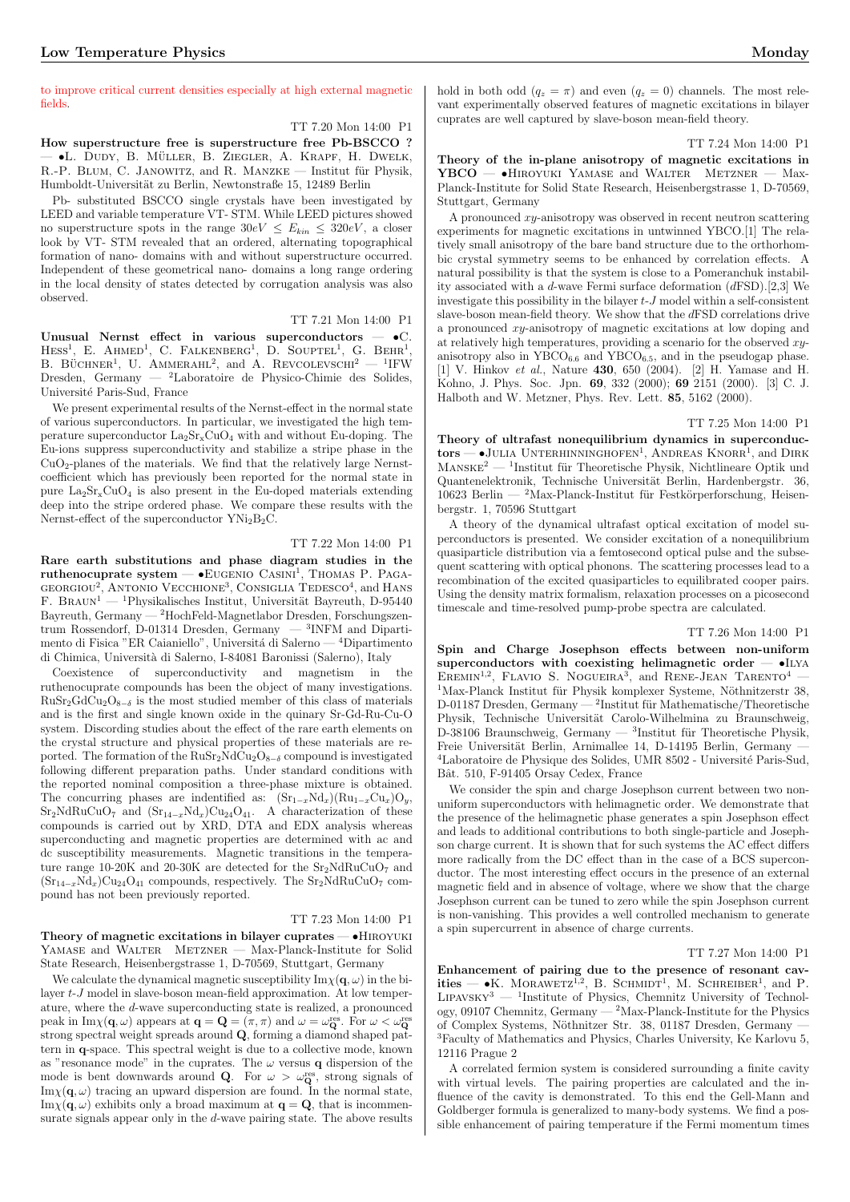to improve critical current densities especially at high external magnetic fields.

TT 7.20 Mon 14:00 P1

**How superstructure free is superstructure free Pb-BSCCO ?** — •L. Dudy, B. Müller, B. Ziegler, A. Krapf, H. Dwelk, R.-P. Blum, C. Janowitz, and R. Manzke — Institut für Physik, Humboldt-Universität zu Berlin, Newtonstraße 15, 12489 Berlin

Pb- substituted BSCCO single crystals have been investigated by LEED and variable temperature VT- STM. While LEED pictures showed no superstructure spots in the range $30eV \leq E_{kin} \leq 320eV$, a closer look by VT- STM revealed that an ordered, alternating topographical formation of nano- domains with and without superstructure occurred. Independent of these geometrical nano- domains a long range ordering in the local density of states detected by corrugation analysis was also observed.

TT 7.21 Mon 14:00 P1

**Unusual Nernst effect in various superconductors** — •C. Hess[1], E. Ahmed[1], C. Falkenberg[1], D. Souptel[1], G. Behr[1], B. Büchner[1], U. Ammerahl[2], and A. Revcolevschi[2] — [1]IFW Dresden, Germany — [2]Laboratoire de Physico-Chimie des Solides, Université Paris-Sud, France

We present experimental results of the Nernst-effect in the normal state of various superconductors. In particular, we investigated the high temperature superconductor $La_2Sr_xCuO_4$ with and without Eu-doping. The Eu-ions suppress superconductivity and stabilize a stripe phase in the $CuO_2$-planes of the materials. We find that the relatively large Nernst-coefficient which has previously been reported for the normal state in pure $La_2Sr_xCuO_4$ is also present in the Eu-doped materials extending deep into the stripe ordered phase. We compare these results with the Nernst-effect of the superconductor $YNi_2B_2C$.

TT 7.22 Mon 14:00 P1

**Rare earth substitutions and phase diagram studies in the ruthenocuprate system** — •Eugenio Casini[1], Thomas P. Papageorgiou[2], Antonio Vecchione[3], Consiglia Tedesco[4], and Hans F. Braun[1] — [1]Physikalisches Institut, Universität Bayreuth, D-95440 Bayreuth, Germany — [2]HochFeld-Magnetlabor Dresden, Forschungszentrum Rossendorf, D-01314 Dresden, Germany — [3]INFM and Dipartimento di Fisica "ER Caianiello", Universitá di Salerno — [4]Dipartimento di Chimica, Università di Salerno, I-84081 Baronissi (Salerno), Italy

Coexistence of superconductivity and magnetism in the ruthenocuprate compounds has been the object of many investigations. $RuSr_2GdCu_2O_{8-\delta}$ is the most studied member of this class of materials and is the first and single known oxide in the quinary Sr-Gd-Ru-Cu-O system. Discording studies about the effect of the rare earth elements on the crystal structure and physical properties of these materials are reported. The formation of the $RuSr_2NdCu_2O_{8-\delta}$ compound is investigated following different preparation paths. Under standard conditions with the reported nominal composition a three-phase mixture is obtained. The concurring phases are indentified as: $(Sr_{1-x}Nd_x)(Ru_{1-x}Cu_x)O_y$, $Sr_2NdRuCuO_7$ and $(Sr_{14-x}Nd_x)Cu_{24}O_{41}$. A characterization of these compounds is carried out by XRD, DTA and EDX analysis whereas superconducting and magnetic properties are determined with ac and dc susceptibility measurements. Magnetic transitions in the temperature range 10-20K and 20-30K are detected for the $Sr_2NdRuCuO_7$ and $(Sr_{14-x}Nd_x)Cu_{24}O_{41}$ compounds, respectively. The $Sr_2NdRuCuO_7$ compound has not been previously reported.

TT 7.23 Mon 14:00 P1

**Theory of magnetic excitations in bilayer cuprates** — •Hiroyuki Yamase and Walter Metzner — Max-Planck-Institute for Solid State Research, Heisenbergstrasse 1, D-70569, Stuttgart, Germany

We calculate the dynamical magnetic susceptibility $\mathrm{Im}\chi(\mathbf{q},\omega)$ in the bilayer $t$-$J$ model in slave-boson mean-field approximation. At low temperature, where the $d$-wave superconducting state is realized, a pronounced peak in $\mathrm{Im}\chi(\mathbf{q},\omega)$ appears at $\mathbf{q}=\mathbf{Q}=(\pi,\pi)$ and $\omega=\omega_{\mathbf{Q}}^{\mathrm{res}}$. For $\omega<\omega_{\mathbf{Q}}^{\mathrm{res}}$ strong spectral weight spreads around $\mathbf{Q}$, forming a diamond shaped pattern in $\mathbf{q}$-space. This spectral weight is due to a collective mode, known as "resonance mode" in the cuprates. The $\omega$ versus $\mathbf{q}$ dispersion of the mode is bent downwards around $\mathbf{Q}$. For $\omega>\omega_{\mathbf{Q}}^{\mathrm{res}}$, strong signals of $\mathrm{Im}\chi(\mathbf{q},\omega)$ tracing an upward dispersion are found. In the normal state, $\mathrm{Im}\chi(\mathbf{q},\omega)$ exhibits only a broad maximum at $\mathbf{q}=\mathbf{Q}$, that is incommensurate signals appear only in the $d$-wave pairing state. The above results hold in both odd ($q_z=\pi$) and even ($q_z=0$) channels. The most relevant experimentally observed features of magnetic excitations in bilayer cuprates are well captured by slave-boson mean-field theory.

TT 7.24 Mon 14:00 P1

**Theory of the in-plane anisotropy of magnetic excitations in YBCO** — •Hiroyuki Yamase and Walter Metzner — Max-Planck-Institute for Solid State Research, Heisenbergstrasse 1, D-70569, Stuttgart, Germany

A pronounced $xy$-anisotropy was observed in recent neutron scattering experiments for magnetic excitations in untwinned YBCO.[1] The relatively small anisotropy of the bare band structure due to the orthorhombic crystal symmetry seems to be enhanced by correlation effects. A natural possibility is that the system is close to a Pomeranchuk instability associated with a $d$-wave Fermi surface deformation ($d$FSD).[2,3] We investigate this possibility in the bilayer $t$-$J$ model within a self-consistent slave-boson mean-field theory. We show that the $d$FSD correlations drive a pronounced $xy$-anisotropy of magnetic excitations at low doping and at relatively high temperatures, providing a scenario for the observed $xy$-anisotropy also in $YBCO_{6.6}$ and $YBCO_{6.5}$, and in the pseudogap phase. [1] V. Hinkov *et al.*, Nature **430**, 650 (2004). [2] H. Yamase and H. Kohno, J. Phys. Soc. Jpn. **69**, 332 (2000); **69** 2151 (2000). [3] C. J. Halboth and W. Metzner, Phys. Rev. Lett. **85**, 5162 (2000).

TT 7.25 Mon 14:00 P1

**Theory of ultrafast nonequilibrium dynamics in superconductors** — •Julia Unterhinninghofen[1], Andreas Knorr[1], and Dirk Manske[2] — [1]Institut für Theoretische Physik, Nichtlineare Optik und Quantenelektronik, Technische Universität Berlin, Hardenbergstr. 36, 10623 Berlin — [2]Max-Planck-Institut für Festkörperforschung, Heisenbergstr. 1, 70596 Stuttgart

A theory of the dynamical ultrafast optical excitation of model superconductors is presented. We consider excitation of a nonequilibrium quasiparticle distribution via a femtosecond optical pulse and the subsequent scattering with optical phonons. The scattering processes lead to a recombination of the excited quasiparticles to equilibrated cooper pairs. Using the density matrix formalism, relaxation processes on a picosecond timescale and time-resolved pump-probe spectra are calculated.

TT 7.26 Mon 14:00 P1

**Spin and Charge Josephson effects between non-uniform superconductors with coexisting helimagnetic order** — •Ilya Eremin[1,2], Flavio S. Nogueira[3], and Rene-Jean Tarento[4] — [1]Max-Planck Institut für Physik komplexer Systeme, Nöthnitzerstr 38, D-01187 Dresden, Germany — [2]Institut für Mathematische/Theoretische Physik, Technische Universität Carolo-Wilhelmina zu Braunschweig, D-38106 Braunschweig, Germany — [3]Institut für Theoretische Physik, Freie Universität Berlin, Arnimallee 14, D-14195 Berlin, Germany — [4]Laboratoire de Physique des Solides, UMR 8502 - Université Paris-Sud, Bât. 510, F-91405 Orsay Cedex, France

We consider the spin and charge Josephson current between two non-uniform superconductors with helimagnetic order. We demonstrate that the presence of the helimagnetic phase generates a spin Josephson effect and leads to additional contributions to both single-particle and Josephson charge current. It is shown that for such systems the AC effect differs more radically from the DC effect than in the case of a BCS superconductor. The most interesting effect occurs in the presence of an external magnetic field and in absence of voltage, where we show that the charge Josephson current can be tuned to zero while the spin Josephson current is non-vanishing. This provides a well controlled mechanism to generate a spin supercurrent in absence of charge currents.

TT 7.27 Mon 14:00 P1

**Enhancement of pairing due to the presence of resonant cavities** — •K. Morawetz[1,2], B. Schmidt[1], M. Schreiber[1], and P. Lipavsky[3] — [1]Institute of Physics, Chemnitz University of Technology, 09107 Chemnitz, Germany — [2]Max-Planck-Institute for the Physics of Complex Systems, Nöthnitzer Str. 38, 01187 Dresden, Germany — [3]Faculty of Mathematics and Physics, Charles University, Ke Karlovu 5, 12116 Prague 2

A correlated fermion system is considered surrounding a finite cavity with virtual levels. The pairing properties are calculated and the influence of the cavity is demonstrated. To this end the Gell-Mann and Goldberger formula is generalized to many-body systems. We find a possible enhancement of pairing temperature if the Fermi momentum times